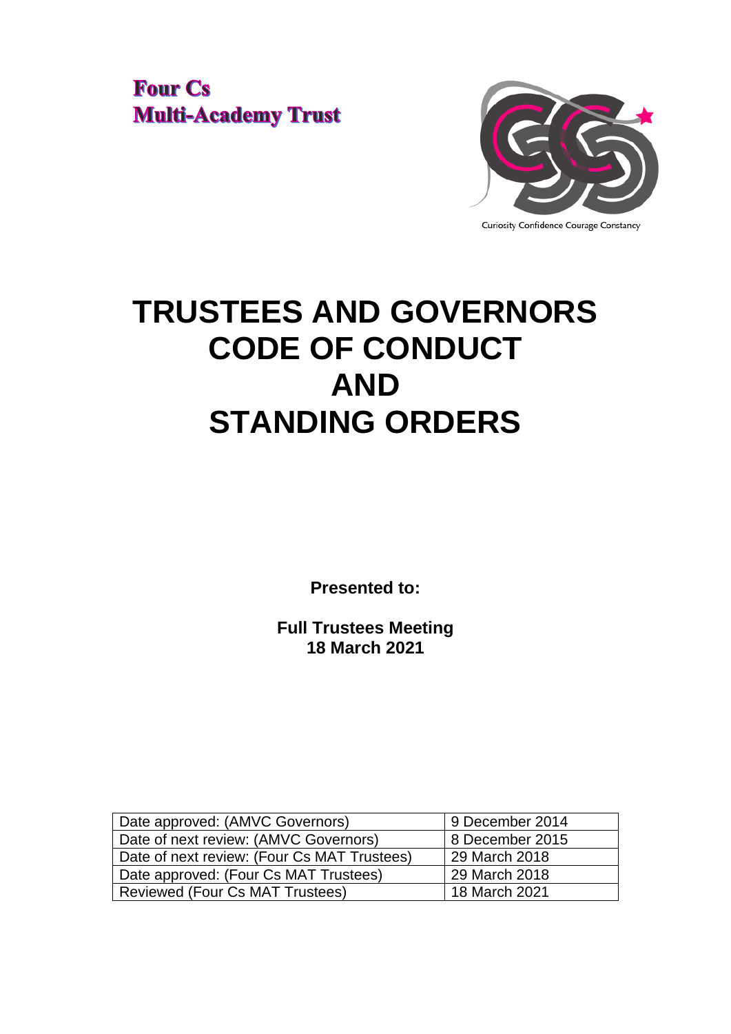**Four Cs**
**Multi-Academy Trust**

Curiosity Confidence Courage Constancy

# TRUSTEES AND GOVERNORS CODE OF CONDUCT AND STANDING ORDERS

**Presented to:**

**Full Trustees Meeting**
**18 March 2021**

| Date approved: (AMVC Governors) | 9 December 2014 |
|---|---|
| Date of next review: (AMVC Governors) | 8 December 2015 |
| Date of next review: (Four Cs MAT Trustees) | 29 March 2018 |
| Date approved: (Four Cs MAT Trustees) | 29 March 2018 |
| Reviewed (Four Cs MAT Trustees) | 18 March 2021 |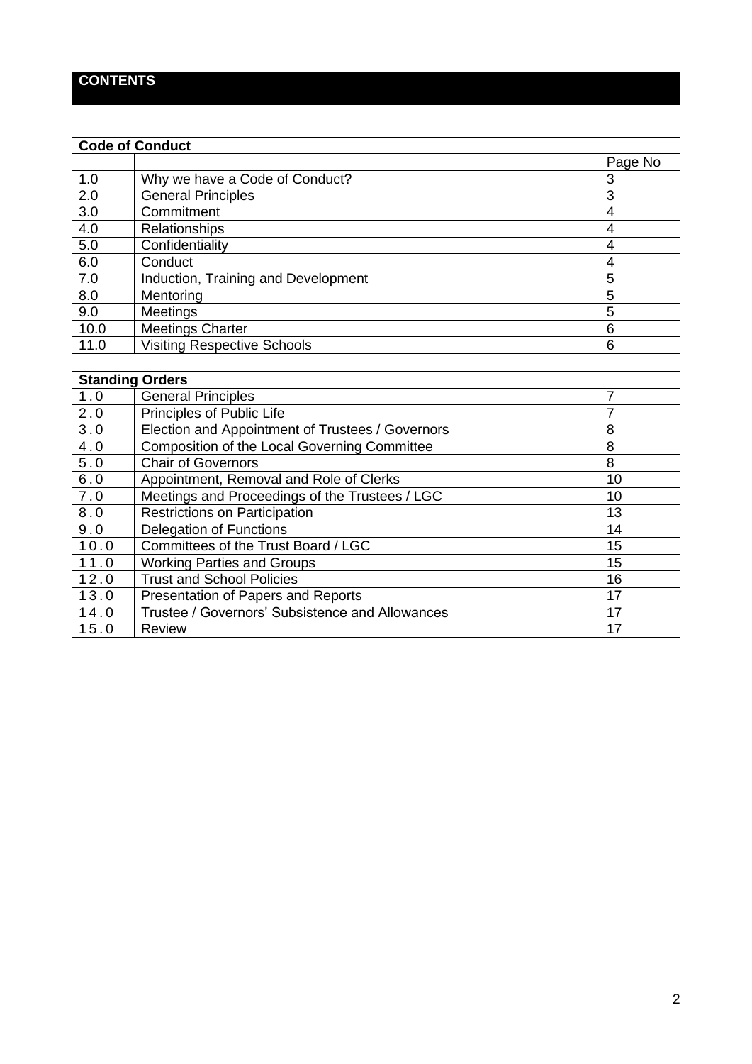# CONTENTS

| Code of Conduct | | |
|---|---|---|
| | | Page No |
| 1.0 | Why we have a Code of Conduct? | 3 |
| 2.0 | General Principles | 3 |
| 3.0 | Commitment | 4 |
| 4.0 | Relationships | 4 |
| 5.0 | Confidentiality | 4 |
| 6.0 | Conduct | 4 |
| 7.0 | Induction, Training and Development | 5 |
| 8.0 | Mentoring | 5 |
| 9.0 | Meetings | 5 |
| 10.0 | Meetings Charter | 6 |
| 11.0 | Visiting Respective Schools | 6 |

| Standing Orders | | |
|---|---|---|
| 1.0 | General Principles | 7 |
| 2.0 | Principles of Public Life | 7 |
| 3.0 | Election and Appointment of Trustees / Governors | 8 |
| 4.0 | Composition of the Local Governing Committee | 8 |
| 5.0 | Chair of Governors | 8 |
| 6.0 | Appointment, Removal and Role of Clerks | 10 |
| 7.0 | Meetings and Proceedings of the Trustees / LGC | 10 |
| 8.0 | Restrictions on Participation | 13 |
| 9.0 | Delegation of Functions | 14 |
| 10.0 | Committees of the Trust Board / LGC | 15 |
| 11.0 | Working Parties and Groups | 15 |
| 12.0 | Trust and School Policies | 16 |
| 13.0 | Presentation of Papers and Reports | 17 |
| 14.0 | Trustee / Governors' Subsistence and Allowances | 17 |
| 15.0 | Review | 17 |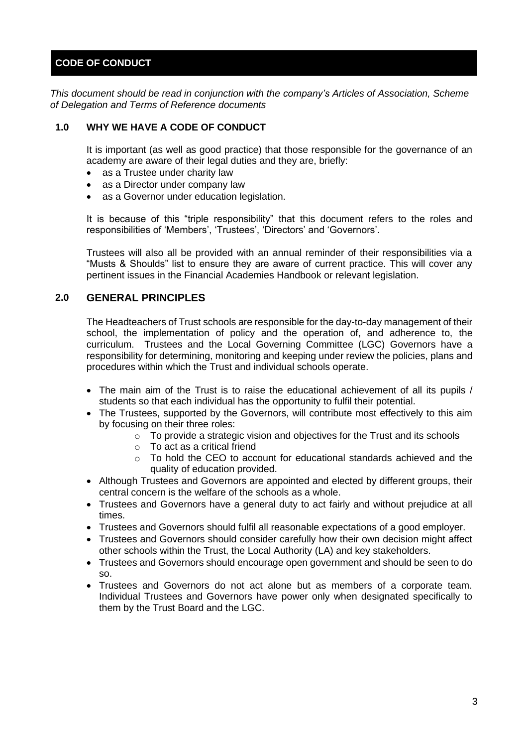# CODE OF CONDUCT

*This document should be read in conjunction with the company's Articles of Association, Scheme of Delegation and Terms of Reference documents*

## 1.0 WHY WE HAVE A CODE OF CONDUCT

It is important (as well as good practice) that those responsible for the governance of an academy are aware of their legal duties and they are, briefly:

- as a Trustee under charity law
- as a Director under company law
- as a Governor under education legislation.

It is because of this "triple responsibility" that this document refers to the roles and responsibilities of 'Members', 'Trustees', 'Directors' and 'Governors'.

Trustees will also all be provided with an annual reminder of their responsibilities via a "Musts & Shoulds" list to ensure they are aware of current practice. This will cover any pertinent issues in the Financial Academies Handbook or relevant legislation.

## 2.0 GENERAL PRINCIPLES

The Headteachers of Trust schools are responsible for the day-to-day management of their school, the implementation of policy and the operation of, and adherence to, the curriculum. Trustees and the Local Governing Committee (LGC) Governors have a responsibility for determining, monitoring and keeping under review the policies, plans and procedures within which the Trust and individual schools operate.

- The main aim of the Trust is to raise the educational achievement of all its pupils / students so that each individual has the opportunity to fulfil their potential.
- The Trustees, supported by the Governors, will contribute most effectively to this aim by focusing on their three roles:
  - To provide a strategic vision and objectives for the Trust and its schools
  - To act as a critical friend
  - To hold the CEO to account for educational standards achieved and the quality of education provided.
- Although Trustees and Governors are appointed and elected by different groups, their central concern is the welfare of the schools as a whole.
- Trustees and Governors have a general duty to act fairly and without prejudice at all times.
- Trustees and Governors should fulfil all reasonable expectations of a good employer.
- Trustees and Governors should consider carefully how their own decision might affect other schools within the Trust, the Local Authority (LA) and key stakeholders.
- Trustees and Governors should encourage open government and should be seen to do so.
- Trustees and Governors do not act alone but as members of a corporate team. Individual Trustees and Governors have power only when designated specifically to them by the Trust Board and the LGC.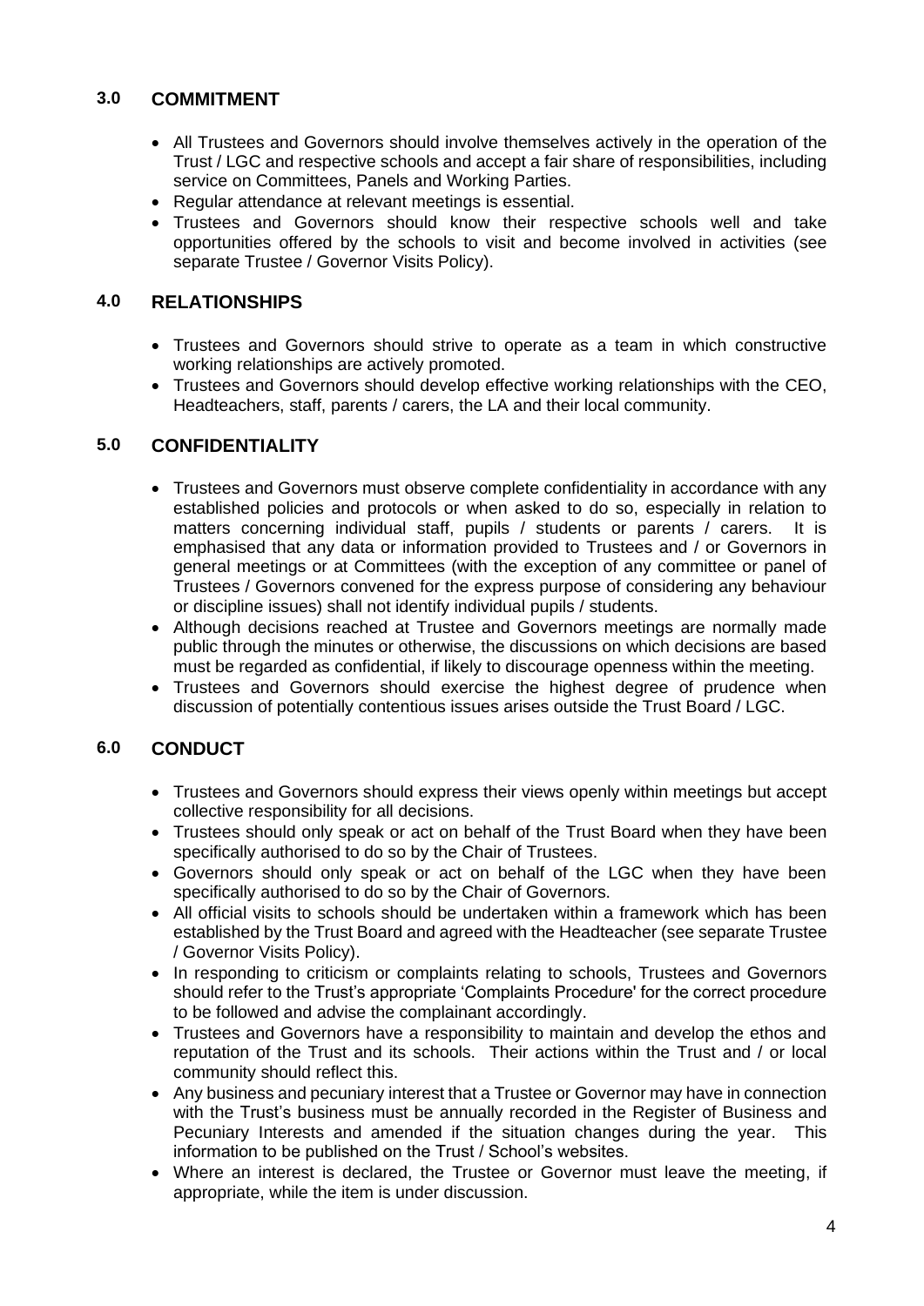## 3.0 COMMITMENT

- All Trustees and Governors should involve themselves actively in the operation of the Trust / LGC and respective schools and accept a fair share of responsibilities, including service on Committees, Panels and Working Parties.
- Regular attendance at relevant meetings is essential.
- Trustees and Governors should know their respective schools well and take opportunities offered by the schools to visit and become involved in activities (see separate Trustee / Governor Visits Policy).

## 4.0 RELATIONSHIPS

- Trustees and Governors should strive to operate as a team in which constructive working relationships are actively promoted.
- Trustees and Governors should develop effective working relationships with the CEO, Headteachers, staff, parents / carers, the LA and their local community.

## 5.0 CONFIDENTIALITY

- Trustees and Governors must observe complete confidentiality in accordance with any established policies and protocols or when asked to do so, especially in relation to matters concerning individual staff, pupils / students or parents / carers. It is emphasised that any data or information provided to Trustees and / or Governors in general meetings or at Committees (with the exception of any committee or panel of Trustees / Governors convened for the express purpose of considering any behaviour or discipline issues) shall not identify individual pupils / students.
- Although decisions reached at Trustee and Governors meetings are normally made public through the minutes or otherwise, the discussions on which decisions are based must be regarded as confidential, if likely to discourage openness within the meeting.
- Trustees and Governors should exercise the highest degree of prudence when discussion of potentially contentious issues arises outside the Trust Board / LGC.

## 6.0 CONDUCT

- Trustees and Governors should express their views openly within meetings but accept collective responsibility for all decisions.
- Trustees should only speak or act on behalf of the Trust Board when they have been specifically authorised to do so by the Chair of Trustees.
- Governors should only speak or act on behalf of the LGC when they have been specifically authorised to do so by the Chair of Governors.
- All official visits to schools should be undertaken within a framework which has been established by the Trust Board and agreed with the Headteacher (see separate Trustee / Governor Visits Policy).
- In responding to criticism or complaints relating to schools, Trustees and Governors should refer to the Trust's appropriate 'Complaints Procedure' for the correct procedure to be followed and advise the complainant accordingly.
- Trustees and Governors have a responsibility to maintain and develop the ethos and reputation of the Trust and its schools. Their actions within the Trust and / or local community should reflect this.
- Any business and pecuniary interest that a Trustee or Governor may have in connection with the Trust's business must be annually recorded in the Register of Business and Pecuniary Interests and amended if the situation changes during the year. This information to be published on the Trust / School's websites.
- Where an interest is declared, the Trustee or Governor must leave the meeting, if appropriate, while the item is under discussion.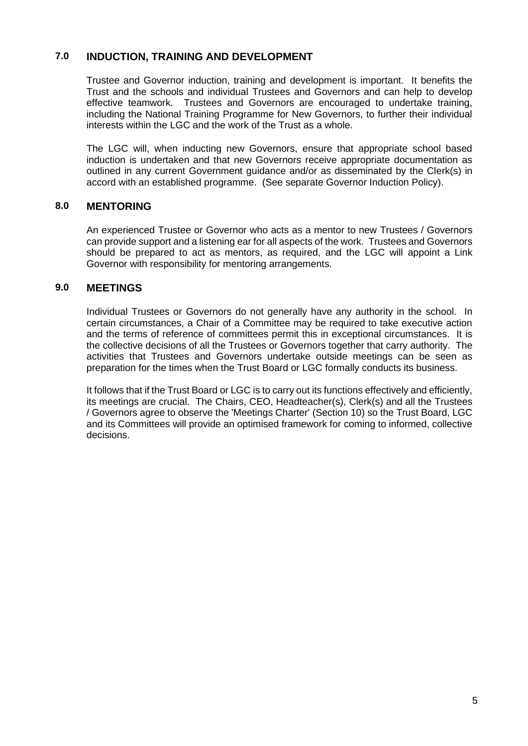## 7.0 INDUCTION, TRAINING AND DEVELOPMENT

Trustee and Governor induction, training and development is important. It benefits the Trust and the schools and individual Trustees and Governors and can help to develop effective teamwork. Trustees and Governors are encouraged to undertake training, including the National Training Programme for New Governors, to further their individual interests within the LGC and the work of the Trust as a whole.

The LGC will, when inducting new Governors, ensure that appropriate school based induction is undertaken and that new Governors receive appropriate documentation as outlined in any current Government guidance and/or as disseminated by the Clerk(s) in accord with an established programme. (See separate Governor Induction Policy).

## 8.0 MENTORING

An experienced Trustee or Governor who acts as a mentor to new Trustees / Governors can provide support and a listening ear for all aspects of the work. Trustees and Governors should be prepared to act as mentors, as required, and the LGC will appoint a Link Governor with responsibility for mentoring arrangements.

## 9.0 MEETINGS

Individual Trustees or Governors do not generally have any authority in the school. In certain circumstances, a Chair of a Committee may be required to take executive action and the terms of reference of committees permit this in exceptional circumstances. It is the collective decisions of all the Trustees or Governors together that carry authority. The activities that Trustees and Governors undertake outside meetings can be seen as preparation for the times when the Trust Board or LGC formally conducts its business.

It follows that if the Trust Board or LGC is to carry out its functions effectively and efficiently, its meetings are crucial. The Chairs, CEO, Headteacher(s), Clerk(s) and all the Trustees / Governors agree to observe the 'Meetings Charter' (Section 10) so the Trust Board, LGC and its Committees will provide an optimised framework for coming to informed, collective decisions.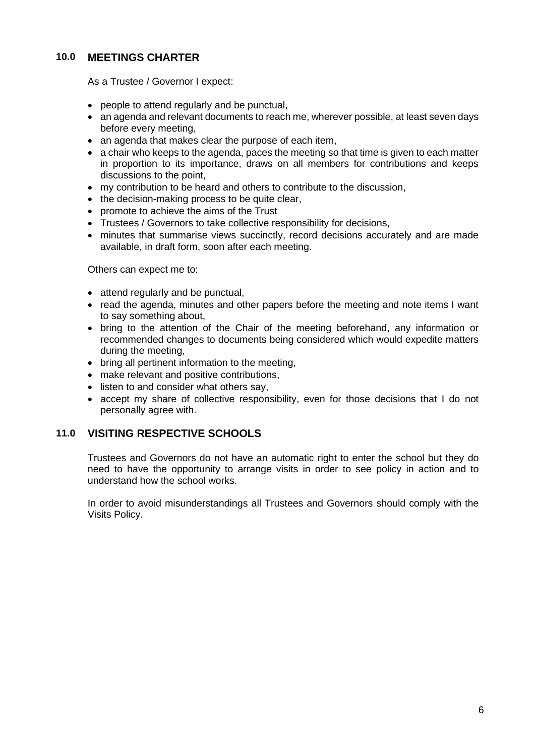## 10.0 MEETINGS CHARTER

As a Trustee / Governor I expect:

- people to attend regularly and be punctual,
- an agenda and relevant documents to reach me, wherever possible, at least seven days before every meeting,
- an agenda that makes clear the purpose of each item,
- a chair who keeps to the agenda, paces the meeting so that time is given to each matter in proportion to its importance, draws on all members for contributions and keeps discussions to the point,
- my contribution to be heard and others to contribute to the discussion,
- the decision-making process to be quite clear,
- promote to achieve the aims of the Trust
- Trustees / Governors to take collective responsibility for decisions,
- minutes that summarise views succinctly, record decisions accurately and are made available, in draft form, soon after each meeting.

Others can expect me to:

- attend regularly and be punctual,
- read the agenda, minutes and other papers before the meeting and note items I want to say something about,
- bring to the attention of the Chair of the meeting beforehand, any information or recommended changes to documents being considered which would expedite matters during the meeting,
- bring all pertinent information to the meeting,
- make relevant and positive contributions,
- listen to and consider what others say,
- accept my share of collective responsibility, even for those decisions that I do not personally agree with.

## 11.0 VISITING RESPECTIVE SCHOOLS

Trustees and Governors do not have an automatic right to enter the school but they do need to have the opportunity to arrange visits in order to see policy in action and to understand how the school works.

In order to avoid misunderstandings all Trustees and Governors should comply with the Visits Policy.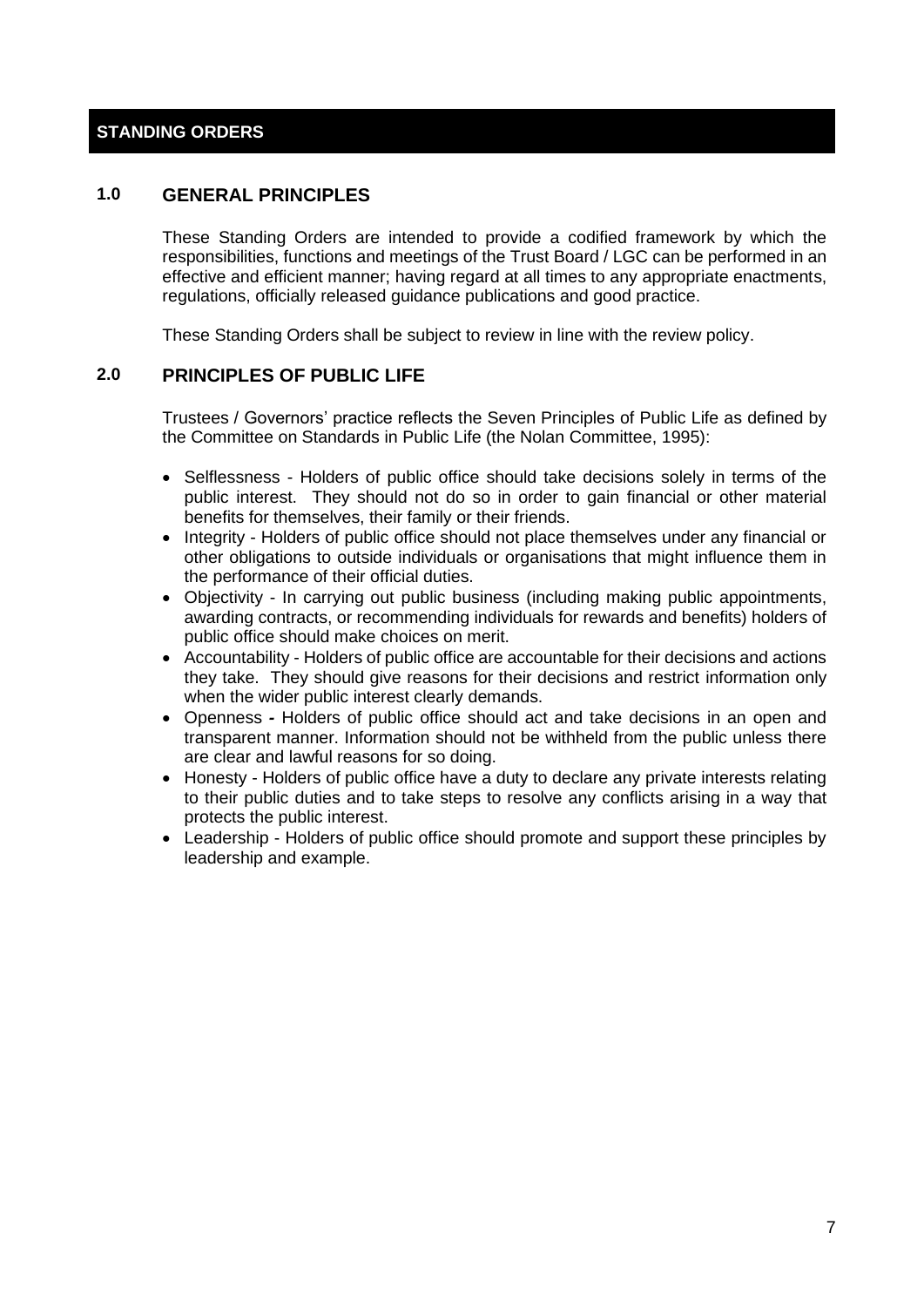# STANDING ORDERS

## 1.0 GENERAL PRINCIPLES

These Standing Orders are intended to provide a codified framework by which the responsibilities, functions and meetings of the Trust Board / LGC can be performed in an effective and efficient manner; having regard at all times to any appropriate enactments, regulations, officially released guidance publications and good practice.

These Standing Orders shall be subject to review in line with the review policy.

## 2.0 PRINCIPLES OF PUBLIC LIFE

Trustees / Governors' practice reflects the Seven Principles of Public Life as defined by the Committee on Standards in Public Life (the Nolan Committee, 1995):

- Selflessness - Holders of public office should take decisions solely in terms of the public interest. They should not do so in order to gain financial or other material benefits for themselves, their family or their friends.
- Integrity - Holders of public office should not place themselves under any financial or other obligations to outside individuals or organisations that might influence them in the performance of their official duties.
- Objectivity - In carrying out public business (including making public appointments, awarding contracts, or recommending individuals for rewards and benefits) holders of public office should make choices on merit.
- Accountability - Holders of public office are accountable for their decisions and actions they take. They should give reasons for their decisions and restrict information only when the wider public interest clearly demands.
- Openness **-** Holders of public office should act and take decisions in an open and transparent manner. Information should not be withheld from the public unless there are clear and lawful reasons for so doing.
- Honesty - Holders of public office have a duty to declare any private interests relating to their public duties and to take steps to resolve any conflicts arising in a way that protects the public interest.
- Leadership - Holders of public office should promote and support these principles by leadership and example.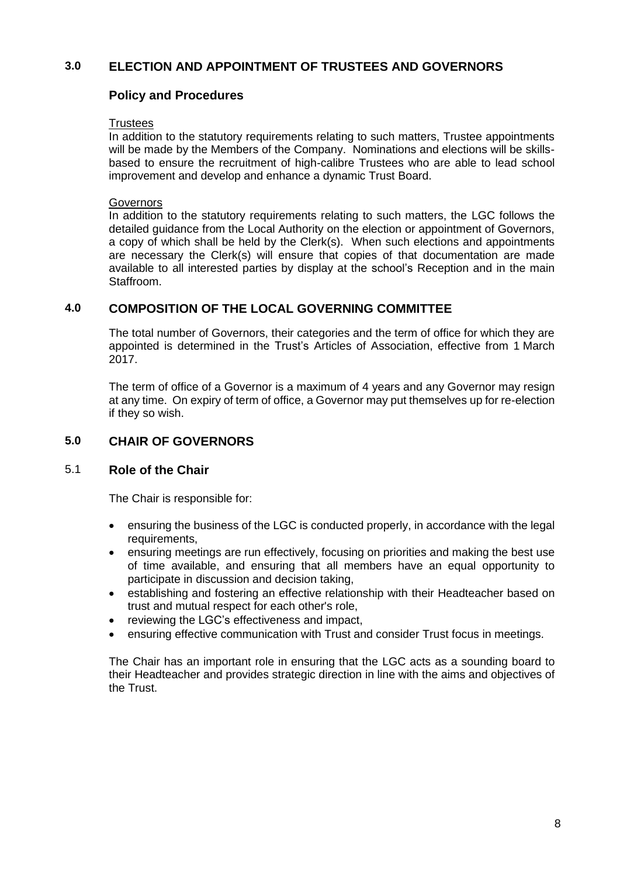## 3.0 ELECTION AND APPOINTMENT OF TRUSTEES AND GOVERNORS

### Policy and Procedures

Trustees

In addition to the statutory requirements relating to such matters, Trustee appointments will be made by the Members of the Company. Nominations and elections will be skills-based to ensure the recruitment of high-calibre Trustees who are able to lead school improvement and develop and enhance a dynamic Trust Board.

Governors

In addition to the statutory requirements relating to such matters, the LGC follows the detailed guidance from the Local Authority on the election or appointment of Governors, a copy of which shall be held by the Clerk(s). When such elections and appointments are necessary the Clerk(s) will ensure that copies of that documentation are made available to all interested parties by display at the school's Reception and in the main Staffroom.

## 4.0 COMPOSITION OF THE LOCAL GOVERNING COMMITTEE

The total number of Governors, their categories and the term of office for which they are appointed is determined in the Trust's Articles of Association, effective from 1 March 2017.

The term of office of a Governor is a maximum of 4 years and any Governor may resign at any time. On expiry of term of office, a Governor may put themselves up for re-election if they so wish.

## 5.0 CHAIR OF GOVERNORS

### 5.1 Role of the Chair

The Chair is responsible for:

- ensuring the business of the LGC is conducted properly, in accordance with the legal requirements,
- ensuring meetings are run effectively, focusing on priorities and making the best use of time available, and ensuring that all members have an equal opportunity to participate in discussion and decision taking,
- establishing and fostering an effective relationship with their Headteacher based on trust and mutual respect for each other's role,
- reviewing the LGC's effectiveness and impact,
- ensuring effective communication with Trust and consider Trust focus in meetings.

The Chair has an important role in ensuring that the LGC acts as a sounding board to their Headteacher and provides strategic direction in line with the aims and objectives of the Trust.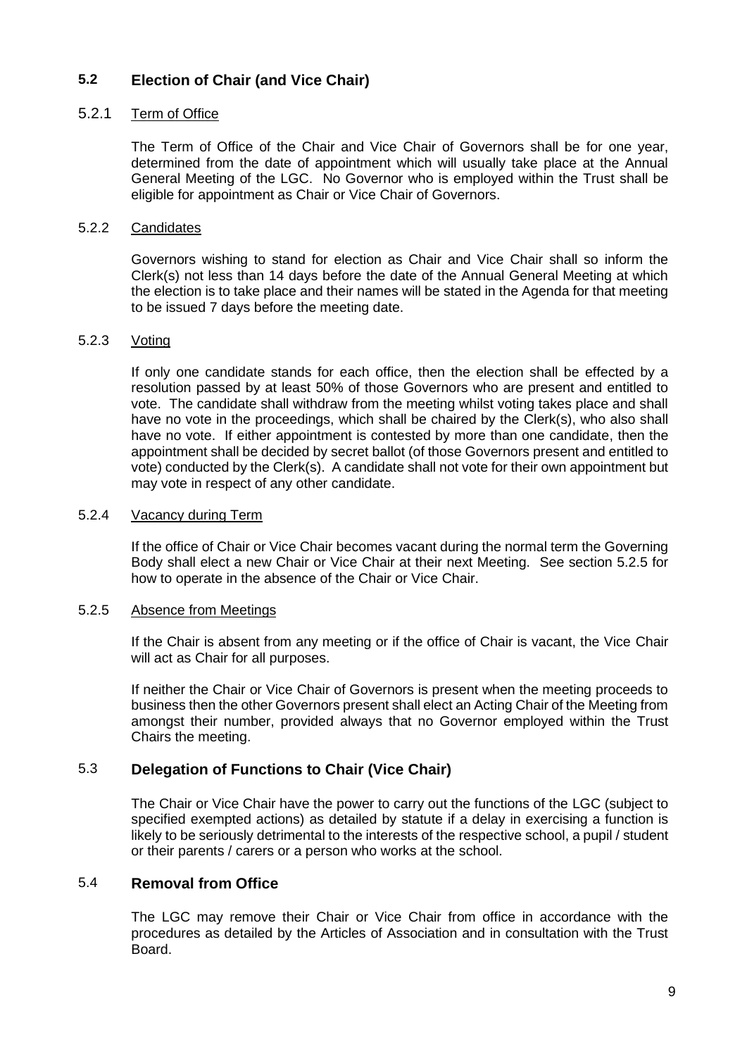## 5.2 Election of Chair (and Vice Chair)

### 5.2.1 Term of Office

The Term of Office of the Chair and Vice Chair of Governors shall be for one year, determined from the date of appointment which will usually take place at the Annual General Meeting of the LGC. No Governor who is employed within the Trust shall be eligible for appointment as Chair or Vice Chair of Governors.

### 5.2.2 Candidates

Governors wishing to stand for election as Chair and Vice Chair shall so inform the Clerk(s) not less than 14 days before the date of the Annual General Meeting at which the election is to take place and their names will be stated in the Agenda for that meeting to be issued 7 days before the meeting date.

### 5.2.3 Voting

If only one candidate stands for each office, then the election shall be effected by a resolution passed by at least 50% of those Governors who are present and entitled to vote. The candidate shall withdraw from the meeting whilst voting takes place and shall have no vote in the proceedings, which shall be chaired by the Clerk(s), who also shall have no vote. If either appointment is contested by more than one candidate, then the appointment shall be decided by secret ballot (of those Governors present and entitled to vote) conducted by the Clerk(s). A candidate shall not vote for their own appointment but may vote in respect of any other candidate.

### 5.2.4 Vacancy during Term

If the office of Chair or Vice Chair becomes vacant during the normal term the Governing Body shall elect a new Chair or Vice Chair at their next Meeting. See section 5.2.5 for how to operate in the absence of the Chair or Vice Chair.

### 5.2.5 Absence from Meetings

If the Chair is absent from any meeting or if the office of Chair is vacant, the Vice Chair will act as Chair for all purposes.

If neither the Chair or Vice Chair of Governors is present when the meeting proceeds to business then the other Governors present shall elect an Acting Chair of the Meeting from amongst their number, provided always that no Governor employed within the Trust Chairs the meeting.

## 5.3 Delegation of Functions to Chair (Vice Chair)

The Chair or Vice Chair have the power to carry out the functions of the LGC (subject to specified exempted actions) as detailed by statute if a delay in exercising a function is likely to be seriously detrimental to the interests of the respective school, a pupil / student or their parents / carers or a person who works at the school.

## 5.4 Removal from Office

The LGC may remove their Chair or Vice Chair from office in accordance with the procedures as detailed by the Articles of Association and in consultation with the Trust Board.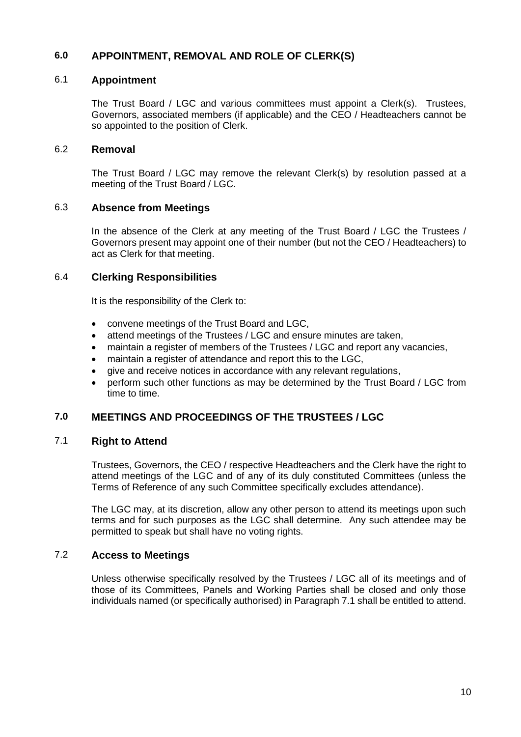## 6.0 APPOINTMENT, REMOVAL AND ROLE OF CLERK(S)

### 6.1 Appointment

The Trust Board / LGC and various committees must appoint a Clerk(s). Trustees, Governors, associated members (if applicable) and the CEO / Headteachers cannot be so appointed to the position of Clerk.

### 6.2 Removal

The Trust Board / LGC may remove the relevant Clerk(s) by resolution passed at a meeting of the Trust Board / LGC.

### 6.3 Absence from Meetings

In the absence of the Clerk at any meeting of the Trust Board / LGC the Trustees / Governors present may appoint one of their number (but not the CEO / Headteachers) to act as Clerk for that meeting.

### 6.4 Clerking Responsibilities

It is the responsibility of the Clerk to:

- convene meetings of the Trust Board and LGC,
- attend meetings of the Trustees / LGC and ensure minutes are taken,
- maintain a register of members of the Trustees / LGC and report any vacancies,
- maintain a register of attendance and report this to the LGC,
- give and receive notices in accordance with any relevant regulations,
- perform such other functions as may be determined by the Trust Board / LGC from time to time.

## 7.0 MEETINGS AND PROCEEDINGS OF THE TRUSTEES / LGC

### 7.1 Right to Attend

Trustees, Governors, the CEO / respective Headteachers and the Clerk have the right to attend meetings of the LGC and of any of its duly constituted Committees (unless the Terms of Reference of any such Committee specifically excludes attendance).

The LGC may, at its discretion, allow any other person to attend its meetings upon such terms and for such purposes as the LGC shall determine. Any such attendee may be permitted to speak but shall have no voting rights.

### 7.2 Access to Meetings

Unless otherwise specifically resolved by the Trustees / LGC all of its meetings and of those of its Committees, Panels and Working Parties shall be closed and only those individuals named (or specifically authorised) in Paragraph 7.1 shall be entitled to attend.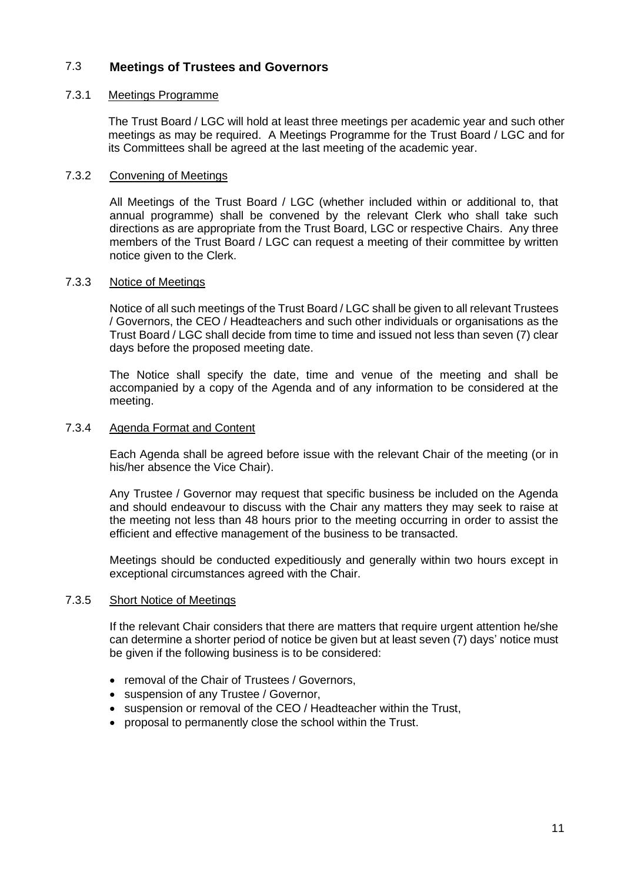## 7.3 Meetings of Trustees and Governors

### 7.3.1 Meetings Programme

The Trust Board / LGC will hold at least three meetings per academic year and such other meetings as may be required. A Meetings Programme for the Trust Board / LGC and for its Committees shall be agreed at the last meeting of the academic year.

### 7.3.2 Convening of Meetings

All Meetings of the Trust Board / LGC (whether included within or additional to, that annual programme) shall be convened by the relevant Clerk who shall take such directions as are appropriate from the Trust Board, LGC or respective Chairs. Any three members of the Trust Board / LGC can request a meeting of their committee by written notice given to the Clerk.

### 7.3.3 Notice of Meetings

Notice of all such meetings of the Trust Board / LGC shall be given to all relevant Trustees / Governors, the CEO / Headteachers and such other individuals or organisations as the Trust Board / LGC shall decide from time to time and issued not less than seven (7) clear days before the proposed meeting date.

The Notice shall specify the date, time and venue of the meeting and shall be accompanied by a copy of the Agenda and of any information to be considered at the meeting.

### 7.3.4 Agenda Format and Content

Each Agenda shall be agreed before issue with the relevant Chair of the meeting (or in his/her absence the Vice Chair).

Any Trustee / Governor may request that specific business be included on the Agenda and should endeavour to discuss with the Chair any matters they may seek to raise at the meeting not less than 48 hours prior to the meeting occurring in order to assist the efficient and effective management of the business to be transacted.

Meetings should be conducted expeditiously and generally within two hours except in exceptional circumstances agreed with the Chair.

### 7.3.5 Short Notice of Meetings

If the relevant Chair considers that there are matters that require urgent attention he/she can determine a shorter period of notice be given but at least seven (7) days' notice must be given if the following business is to be considered:

- removal of the Chair of Trustees / Governors,
- suspension of any Trustee / Governor,
- suspension or removal of the CEO / Headteacher within the Trust,
- proposal to permanently close the school within the Trust.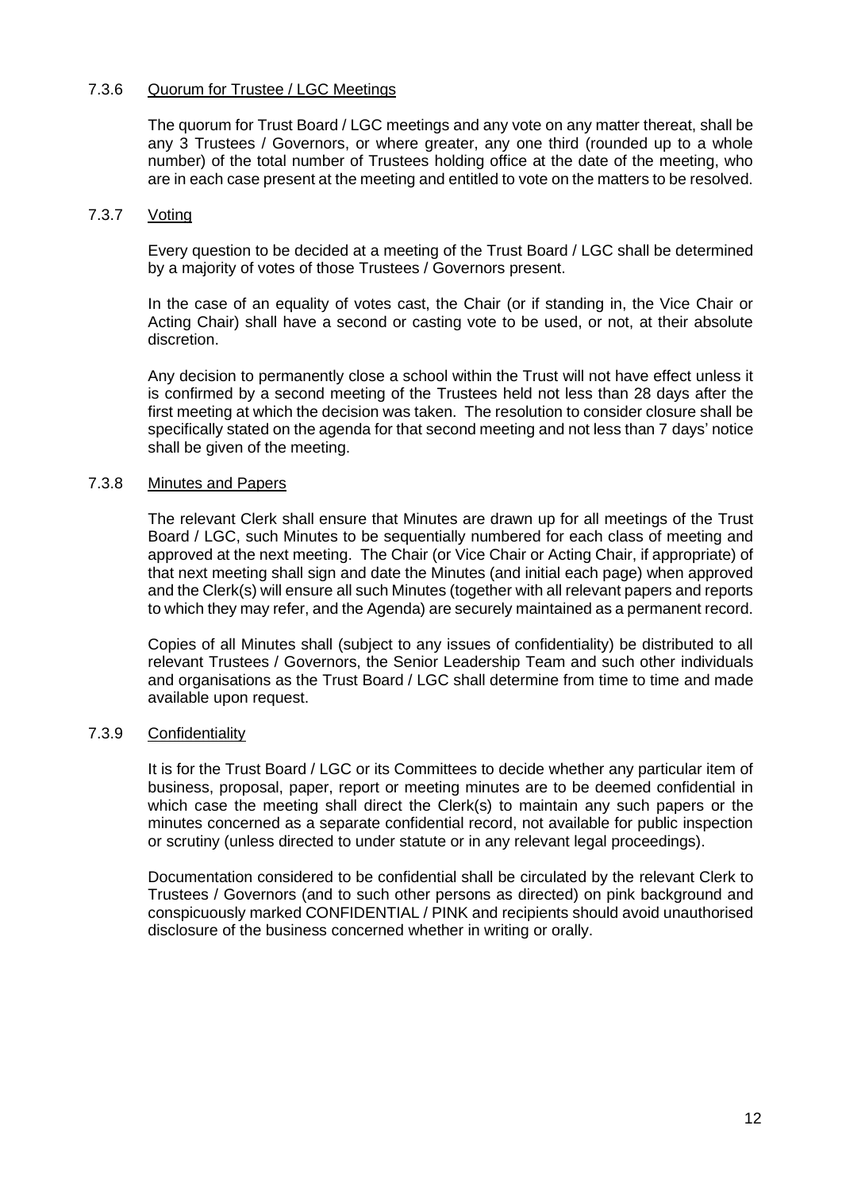#### 7.3.6 Quorum for Trustee / LGC Meetings

The quorum for Trust Board / LGC meetings and any vote on any matter thereat, shall be any 3 Trustees / Governors, or where greater, any one third (rounded up to a whole number) of the total number of Trustees holding office at the date of the meeting, who are in each case present at the meeting and entitled to vote on the matters to be resolved.

#### 7.3.7 Voting

Every question to be decided at a meeting of the Trust Board / LGC shall be determined by a majority of votes of those Trustees / Governors present.

In the case of an equality of votes cast, the Chair (or if standing in, the Vice Chair or Acting Chair) shall have a second or casting vote to be used, or not, at their absolute discretion.

Any decision to permanently close a school within the Trust will not have effect unless it is confirmed by a second meeting of the Trustees held not less than 28 days after the first meeting at which the decision was taken. The resolution to consider closure shall be specifically stated on the agenda for that second meeting and not less than 7 days' notice shall be given of the meeting.

#### 7.3.8 Minutes and Papers

The relevant Clerk shall ensure that Minutes are drawn up for all meetings of the Trust Board / LGC, such Minutes to be sequentially numbered for each class of meeting and approved at the next meeting. The Chair (or Vice Chair or Acting Chair, if appropriate) of that next meeting shall sign and date the Minutes (and initial each page) when approved and the Clerk(s) will ensure all such Minutes (together with all relevant papers and reports to which they may refer, and the Agenda) are securely maintained as a permanent record.

Copies of all Minutes shall (subject to any issues of confidentiality) be distributed to all relevant Trustees / Governors, the Senior Leadership Team and such other individuals and organisations as the Trust Board / LGC shall determine from time to time and made available upon request.

#### 7.3.9 Confidentiality

It is for the Trust Board / LGC or its Committees to decide whether any particular item of business, proposal, paper, report or meeting minutes are to be deemed confidential in which case the meeting shall direct the Clerk(s) to maintain any such papers or the minutes concerned as a separate confidential record, not available for public inspection or scrutiny (unless directed to under statute or in any relevant legal proceedings).

Documentation considered to be confidential shall be circulated by the relevant Clerk to Trustees / Governors (and to such other persons as directed) on pink background and conspicuously marked CONFIDENTIAL / PINK and recipients should avoid unauthorised disclosure of the business concerned whether in writing or orally.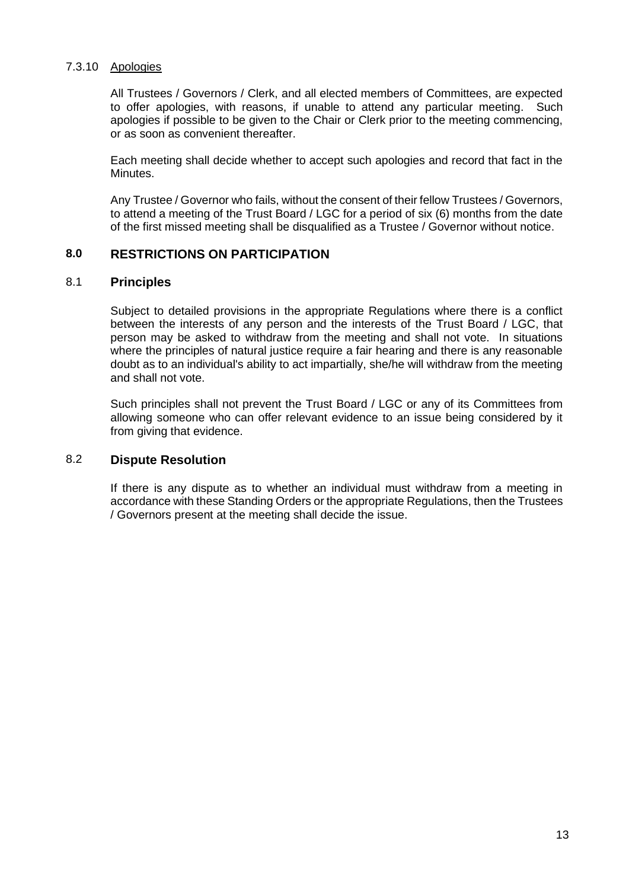#### 7.3.10 Apologies

All Trustees / Governors / Clerk, and all elected members of Committees, are expected to offer apologies, with reasons, if unable to attend any particular meeting. Such apologies if possible to be given to the Chair or Clerk prior to the meeting commencing, or as soon as convenient thereafter.

Each meeting shall decide whether to accept such apologies and record that fact in the Minutes.

Any Trustee / Governor who fails, without the consent of their fellow Trustees / Governors, to attend a meeting of the Trust Board / LGC for a period of six (6) months from the date of the first missed meeting shall be disqualified as a Trustee / Governor without notice.

## 8.0 RESTRICTIONS ON PARTICIPATION

### 8.1 Principles

Subject to detailed provisions in the appropriate Regulations where there is a conflict between the interests of any person and the interests of the Trust Board / LGC, that person may be asked to withdraw from the meeting and shall not vote. In situations where the principles of natural justice require a fair hearing and there is any reasonable doubt as to an individual's ability to act impartially, she/he will withdraw from the meeting and shall not vote.

Such principles shall not prevent the Trust Board / LGC or any of its Committees from allowing someone who can offer relevant evidence to an issue being considered by it from giving that evidence.

### 8.2 Dispute Resolution

If there is any dispute as to whether an individual must withdraw from a meeting in accordance with these Standing Orders or the appropriate Regulations, then the Trustees / Governors present at the meeting shall decide the issue.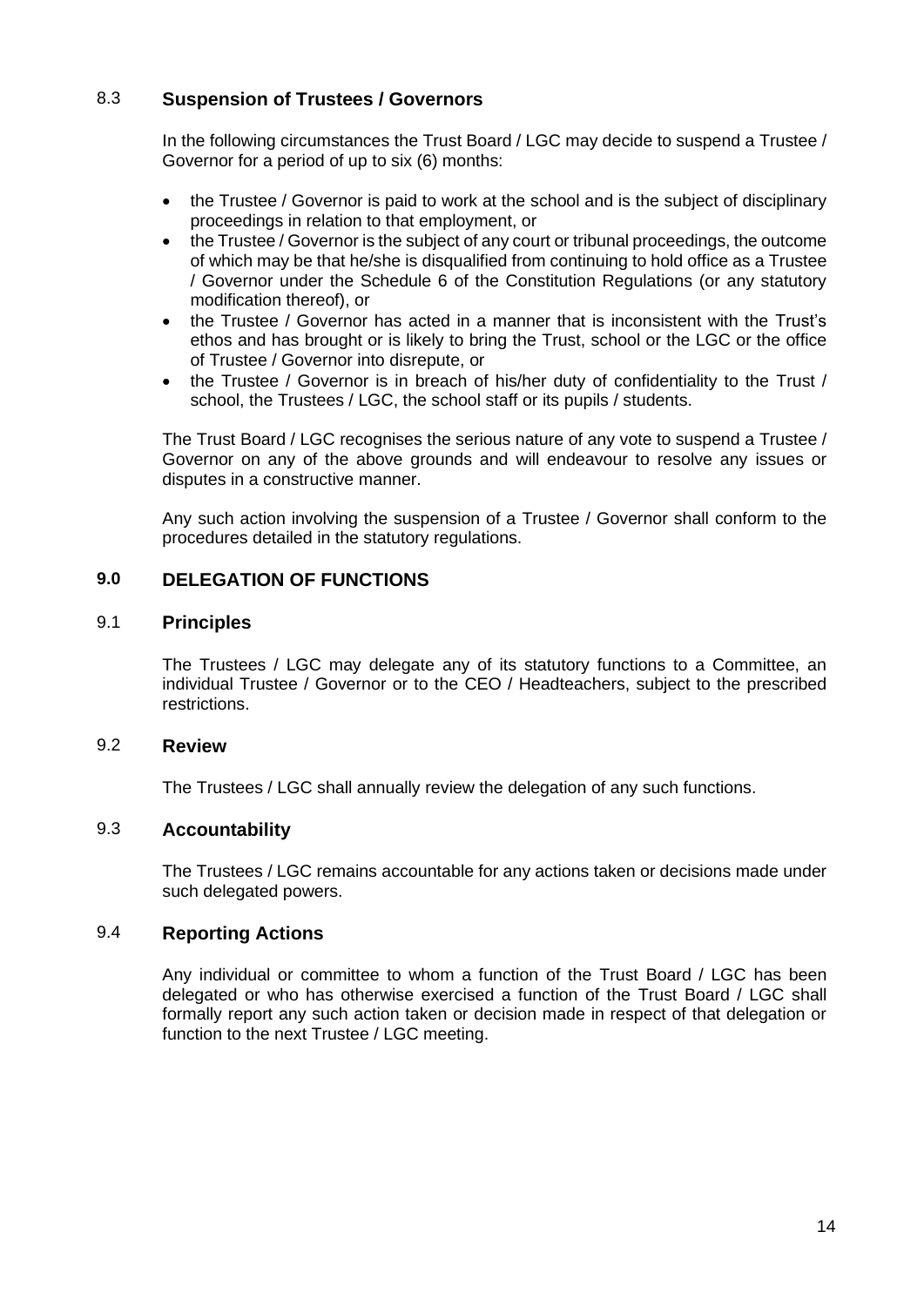### 8.3 Suspension of Trustees / Governors

In the following circumstances the Trust Board / LGC may decide to suspend a Trustee / Governor for a period of up to six (6) months:

- the Trustee / Governor is paid to work at the school and is the subject of disciplinary proceedings in relation to that employment, or
- the Trustee / Governor is the subject of any court or tribunal proceedings, the outcome of which may be that he/she is disqualified from continuing to hold office as a Trustee / Governor under the Schedule 6 of the Constitution Regulations (or any statutory modification thereof), or
- the Trustee / Governor has acted in a manner that is inconsistent with the Trust's ethos and has brought or is likely to bring the Trust, school or the LGC or the office of Trustee / Governor into disrepute, or
- the Trustee / Governor is in breach of his/her duty of confidentiality to the Trust / school, the Trustees / LGC, the school staff or its pupils / students.

The Trust Board / LGC recognises the serious nature of any vote to suspend a Trustee / Governor on any of the above grounds and will endeavour to resolve any issues or disputes in a constructive manner.

Any such action involving the suspension of a Trustee / Governor shall conform to the procedures detailed in the statutory regulations.

## 9.0 DELEGATION OF FUNCTIONS

### 9.1 Principles

The Trustees / LGC may delegate any of its statutory functions to a Committee, an individual Trustee / Governor or to the CEO / Headteachers, subject to the prescribed restrictions.

### 9.2 Review

The Trustees / LGC shall annually review the delegation of any such functions.

### 9.3 Accountability

The Trustees / LGC remains accountable for any actions taken or decisions made under such delegated powers.

### 9.4 Reporting Actions

Any individual or committee to whom a function of the Trust Board / LGC has been delegated or who has otherwise exercised a function of the Trust Board / LGC shall formally report any such action taken or decision made in respect of that delegation or function to the next Trustee / LGC meeting.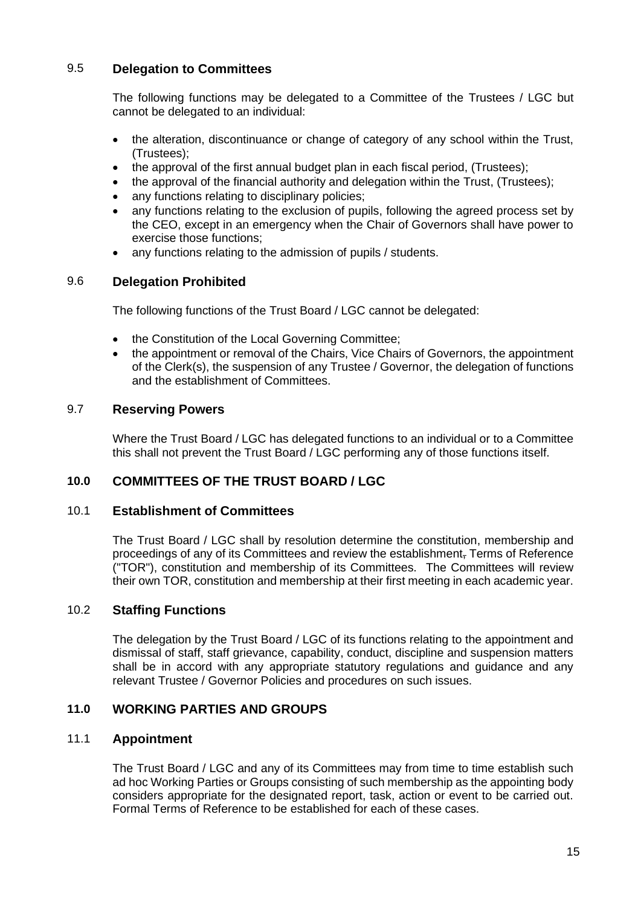### 9.5 Delegation to Committees

The following functions may be delegated to a Committee of the Trustees / LGC but cannot be delegated to an individual:

- the alteration, discontinuance or change of category of any school within the Trust, (Trustees);
- the approval of the first annual budget plan in each fiscal period, (Trustees);
- the approval of the financial authority and delegation within the Trust, (Trustees);
- any functions relating to disciplinary policies;
- any functions relating to the exclusion of pupils, following the agreed process set by the CEO, except in an emergency when the Chair of Governors shall have power to exercise those functions;
- any functions relating to the admission of pupils / students.

### 9.6 Delegation Prohibited

The following functions of the Trust Board / LGC cannot be delegated:

- the Constitution of the Local Governing Committee;
- the appointment or removal of the Chairs, Vice Chairs of Governors, the appointment of the Clerk(s), the suspension of any Trustee / Governor, the delegation of functions and the establishment of Committees.

### 9.7 Reserving Powers

Where the Trust Board / LGC has delegated functions to an individual or to a Committee this shall not prevent the Trust Board / LGC performing any of those functions itself.

## 10.0 COMMITTEES OF THE TRUST BOARD / LGC

### 10.1 Establishment of Committees

The Trust Board / LGC shall by resolution determine the constitution, membership and proceedings of any of its Committees and review the establishment, Terms of Reference ("TOR"), constitution and membership of its Committees. The Committees will review their own TOR, constitution and membership at their first meeting in each academic year.

### 10.2 Staffing Functions

The delegation by the Trust Board / LGC of its functions relating to the appointment and dismissal of staff, staff grievance, capability, conduct, discipline and suspension matters shall be in accord with any appropriate statutory regulations and guidance and any relevant Trustee / Governor Policies and procedures on such issues.

## 11.0 WORKING PARTIES AND GROUPS

### 11.1 Appointment

The Trust Board / LGC and any of its Committees may from time to time establish such ad hoc Working Parties or Groups consisting of such membership as the appointing body considers appropriate for the designated report, task, action or event to be carried out. Formal Terms of Reference to be established for each of these cases.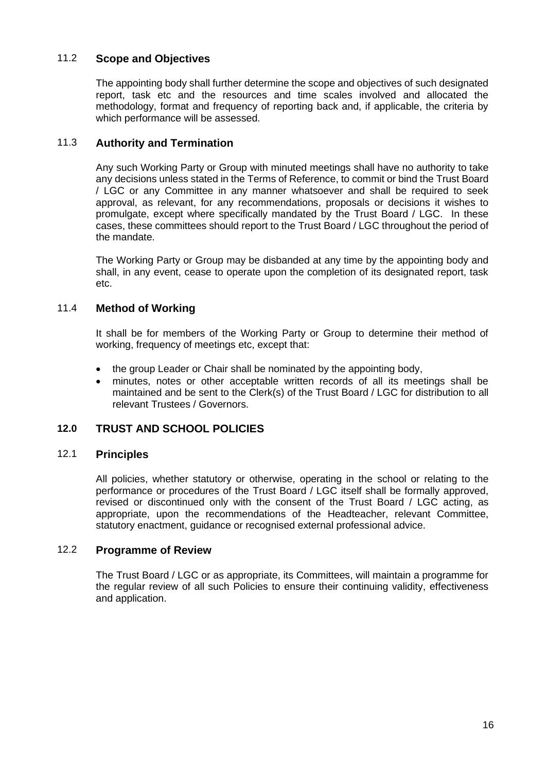### 11.2 Scope and Objectives

The appointing body shall further determine the scope and objectives of such designated report, task etc and the resources and time scales involved and allocated the methodology, format and frequency of reporting back and, if applicable, the criteria by which performance will be assessed.

### 11.3 Authority and Termination

Any such Working Party or Group with minuted meetings shall have no authority to take any decisions unless stated in the Terms of Reference, to commit or bind the Trust Board / LGC or any Committee in any manner whatsoever and shall be required to seek approval, as relevant, for any recommendations, proposals or decisions it wishes to promulgate, except where specifically mandated by the Trust Board / LGC. In these cases, these committees should report to the Trust Board / LGC throughout the period of the mandate.

The Working Party or Group may be disbanded at any time by the appointing body and shall, in any event, cease to operate upon the completion of its designated report, task etc.

### 11.4 Method of Working

It shall be for members of the Working Party or Group to determine their method of working, frequency of meetings etc, except that:

- the group Leader or Chair shall be nominated by the appointing body,
- minutes, notes or other acceptable written records of all its meetings shall be maintained and be sent to the Clerk(s) of the Trust Board / LGC for distribution to all relevant Trustees / Governors.

## 12.0 TRUST AND SCHOOL POLICIES

### 12.1 Principles

All policies, whether statutory or otherwise, operating in the school or relating to the performance or procedures of the Trust Board / LGC itself shall be formally approved, revised or discontinued only with the consent of the Trust Board / LGC acting, as appropriate, upon the recommendations of the Headteacher, relevant Committee, statutory enactment, guidance or recognised external professional advice.

### 12.2 Programme of Review

The Trust Board / LGC or as appropriate, its Committees, will maintain a programme for the regular review of all such Policies to ensure their continuing validity, effectiveness and application.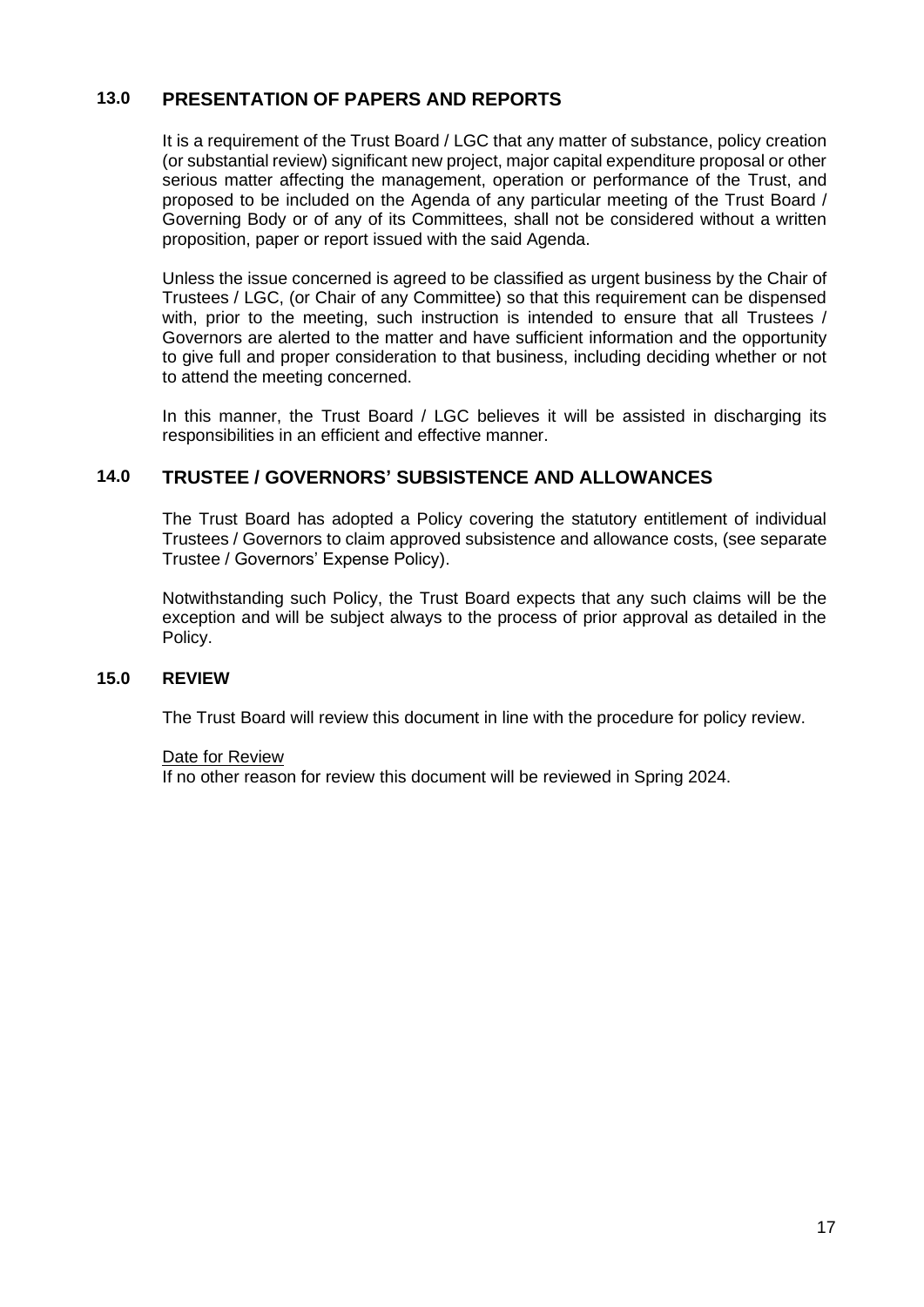## 13.0 PRESENTATION OF PAPERS AND REPORTS

It is a requirement of the Trust Board / LGC that any matter of substance, policy creation (or substantial review) significant new project, major capital expenditure proposal or other serious matter affecting the management, operation or performance of the Trust, and proposed to be included on the Agenda of any particular meeting of the Trust Board / Governing Body or of any of its Committees, shall not be considered without a written proposition, paper or report issued with the said Agenda.

Unless the issue concerned is agreed to be classified as urgent business by the Chair of Trustees / LGC, (or Chair of any Committee) so that this requirement can be dispensed with, prior to the meeting, such instruction is intended to ensure that all Trustees / Governors are alerted to the matter and have sufficient information and the opportunity to give full and proper consideration to that business, including deciding whether or not to attend the meeting concerned.

In this manner, the Trust Board / LGC believes it will be assisted in discharging its responsibilities in an efficient and effective manner.

## 14.0 TRUSTEE / GOVERNORS' SUBSISTENCE AND ALLOWANCES

The Trust Board has adopted a Policy covering the statutory entitlement of individual Trustees / Governors to claim approved subsistence and allowance costs, (see separate Trustee / Governors' Expense Policy).

Notwithstanding such Policy, the Trust Board expects that any such claims will be the exception and will be subject always to the process of prior approval as detailed in the Policy.

## 15.0 REVIEW

The Trust Board will review this document in line with the procedure for policy review.

Date for Review
If no other reason for review this document will be reviewed in Spring 2024.